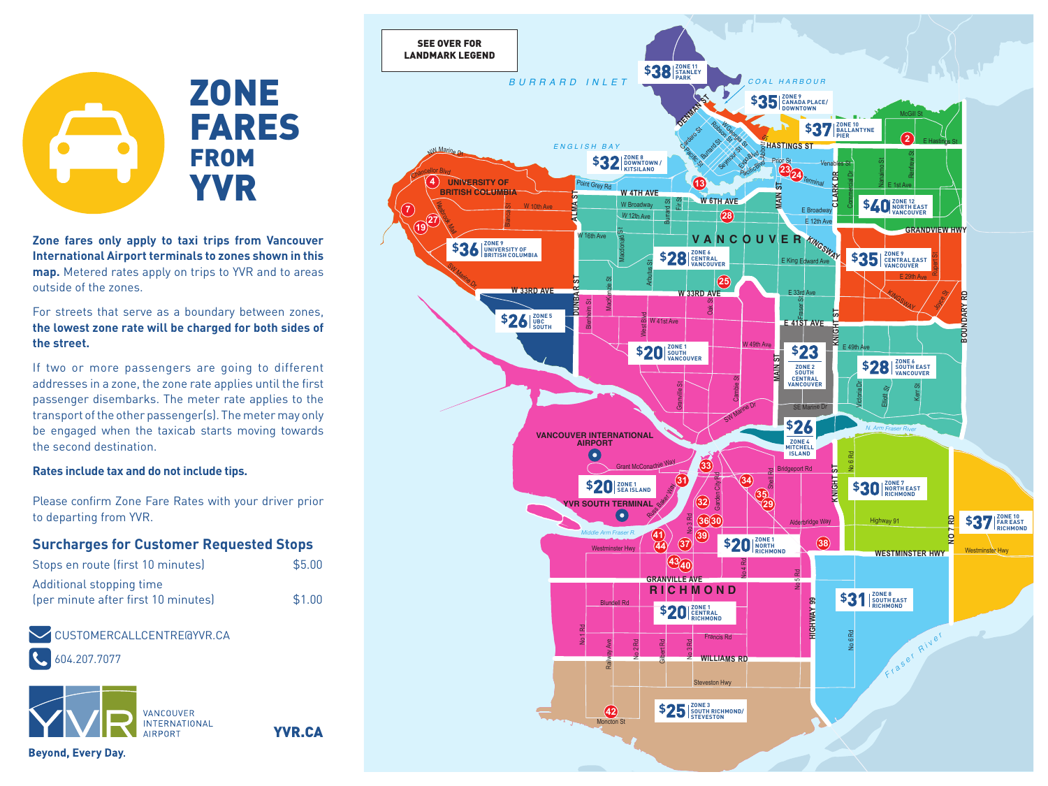# ZONE FARES FROM YVR

**Zone fares only apply to taxi trips from Vancouver International Airport terminals to zones shown in this map.** Metered rates apply on trips to YVR and to areas outside of the zones.

For streets that serve as a boundary between zones, **the lowest zone rate will be charged for both sides of the street.**

If two or more passengers are going to different addresses in a zone, the zone rate applies until the first passenger disembarks. The meter rate applies to the transport of the other passenger(s). The meter may only be engaged when the taxicab starts moving towards the second destination.

**Rates include tax and do not include tips.**

Please confirm Zone Fare Rates with your driver prior to departing from YVR.

## Surcharges for Customer Requested Stops

| | |
|---|---|
| Stops en route (first 10 minutes) | $5.00 |
| Additional stopping time (per minute after first 10 minutes) | $1.00 |

CUSTOMERCALLCENTRE@YVR.CA

604.207.7077

VANCOUVER INTERNATIONAL AIRPORT

YVR.CA

Beyond, Every Day.

SEE OVER FOR LANDMARK LEGEND

| Fare | Zone |
|---|---|
| $20 | Zone 1 South Vancouver |
| $20 | Zone 1 Sea Island |
| $20 | Zone 1 North Richmond |
| $20 | Zone 1 Central Richmond |
| $23 | Zone 2 South Central Vancouver |
| $25 | Zone 3 South Richmond/Steveston |
| $26 | Zone 4 Mitchell Island |
| $26 | Zone 5 UBC South |
| $28 | Zone 6 Central Vancouver |
| $28 | Zone 6 South East Vancouver |
| $30 | Zone 7 North East Richmond |
| $32 | Zone 8 Downtown/Kitsilano |
| $31 | Zone 8 South East Richmond |
| $36 | Zone 9 University of British Columbia |
| $35 | Zone 9 Canada Place/Downtown |
| $35 | Zone 9 Central East Vancouver |
| $37 | Zone 10 Ballantyne Pier |
| $37 | Zone 10 Far East Richmond |
| $38 | Zone 11 Stanley Park |
| $40 | Zone 12 North East Vancouver |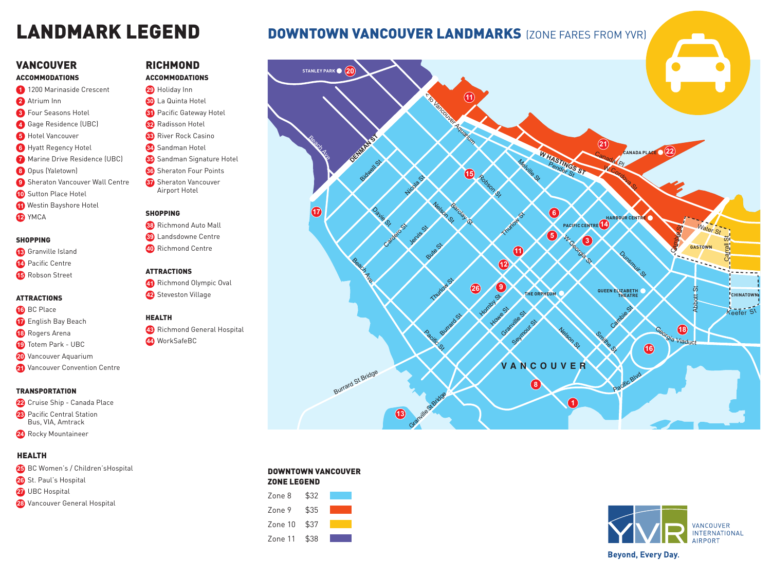# LANDMARK LEGEND

## VANCOUVER

### ACCOMMODATIONS

1. 1200 Marinaside Crescent
2. Atrium Inn
3. Four Seasons Hotel
4. Gage Residence (UBC)
5. Hotel Vancouver
6. Hyatt Regency Hotel
7. Marine Drive Residence (UBC)
8. Opus (Yaletown)
9. Sheraton Vancouver Wall Centre
10. Sutton Place Hotel
11. Westin Bayshore Hotel
12. YMCA

### SHOPPING

13. Granville Island
14. Pacific Centre
15. Robson Street

### ATTRACTIONS

16. BC Place
17. English Bay Beach
18. Rogers Arena
19. Totem Park - UBC
20. Vancouver Aquarium
21. Vancouver Convention Centre

### TRANSPORTATION

22. Cruise Ship - Canada Place
23. Pacific Central Station Bus, VIA, Amtrack
24. Rocky Mountaineer

### HEALTH

25. BC Women's / Children'sHospital
26. St. Paul's Hospital
27. UBC Hospital
28. Vancouver General Hospital

## RICHMOND

### ACCOMMODATIONS

29. Holiday Inn
30. La Quinta Hotel
31. Pacific Gateway Hotel
32. Radisson Hotel
33. River Rock Casino
34. Sandman Hotel
35. Sandman Signature Hotel
36. Sheraton Four Points
37. Sheraton Vancouver Airport Hotel

### SHOPPING

38. Richmond Auto Mall
39. Landsdowne Centre
40. Richmond Centre

### ATTRACTIONS

41. Richmond Olympic Oval
42. Steveston Village

### HEALTH

43. Richmond General Hospital
44. WorkSafeBC

# DOWNTOWN VANCOUVER LANDMARKS (ZONE FARES FROM YVR)

STANLEY PARK 20
< to Vancouver Aquarium
DENMAN ST
Beach Ave
Bidwell St
Nicola St
Davie St
Cardero St
Jervis St
Bute St
Nelson St
Barclay St
Robson St
Melville St
W HASTINGS ST
Pender St
Canada Pl
W Cordova St
CANADA PLACE 22
HARBOUR CENTRE
PACIFIC CENTRE 14
W Georgia St
Dunsmuir St
Thurlow St
Burrard St
Hornby St
Howe St
Granville St
Seymour St
THE ORPHEUM
QUEEN ELIZABETH THEATRE
Cambie St
Smithe St
Pacific St
Pacific Blvd
Georgia Viaduct
Water St
GASTOWN
Carrall St
Abbott St
CHINATOWN
Keefer St
Burrard St Bridge
Granville St Bridge
VANCOUVER

### DOWNTOWN VANCOUVER ZONE LEGEND

| | |
|---|---|
| Zone 8 | $32 |
| Zone 9 | $35 |
| Zone 10 | $37 |
| Zone 11 | $38 |

YVR VANCOUVER INTERNATIONAL AIRPORT

Beyond, Every Day.